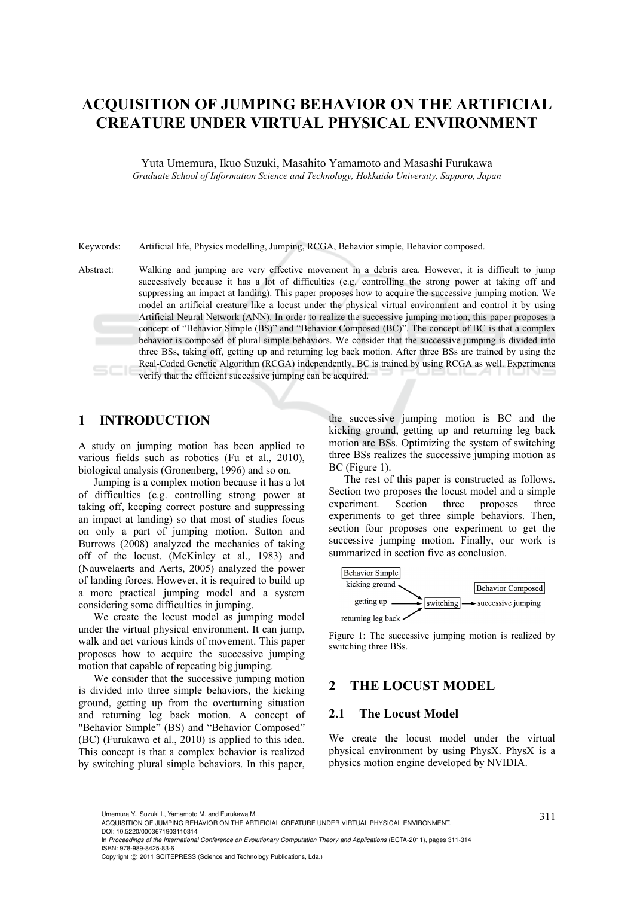# ACQUISITION OF JUMPING BEHAVIOR ON THE ARTIFICIAL CREATURE UNDER VIRTUAL PHYSICAL ENVIRONMENT

Yuta Umemura, Ikuo Suzuki, Masahito Yamamoto and Masashi Furukawa

*Graduate School of Information Science and Technology, Hokkaido University, Sapporo, Japan*

Keywords: Artificial life, Physics modelling, Jumping, RCGA, Behavior simple, Behavior composed.

Abstract: Walking and jumping are very effective movement in a debris area. However, it is difficult to jump successively because it has a lot of difficulties (e.g. controlling the strong power at taking off and suppressing an impact at landing). This paper proposes how to acquire the successive jumping motion. We model an artificial creature like a locust under the physical virtual environment and control it by using Artificial Neural Network (ANN). In order to realize the successive jumping motion, this paper proposes a concept of "Behavior Simple (BS)" and "Behavior Composed (BC)". The concept of BC is that a complex behavior is composed of plural simple behaviors. We consider that the successive jumping is divided into three BSs, taking off, getting up and returning leg back motion. After three BSs are trained by using the Real-Coded Genetic Algorithm (RCGA) independently, BC is trained by using RCGA as well. Experiments verify that the efficient successive jumping can be acquired.

## 1 INTRODUCTION

A study on jumping motion has been applied to various fields such as robotics (Fu et al., 2010), biological analysis (Gronenberg, 1996) and so on.

Jumping is a complex motion because it has a lot of difficulties (e.g. controlling strong power at taking off, keeping correct posture and suppressing an impact at landing) so that most of studies focus on only a part of jumping motion. Sutton and Burrows (2008) analyzed the mechanics of taking off of the locust. (McKinley et al., 1983) and (Nauwelaerts and Aerts, 2005) analyzed the power of landing forces. However, it is required to build up a more practical jumping model and a system considering some difficulties in jumping.

We create the locust model as jumping model under the virtual physical environment. It can jump, walk and act various kinds of movement. This paper proposes how to acquire the successive jumping motion that capable of repeating big jumping.

We consider that the successive jumping motion is divided into three simple behaviors, the kicking ground, getting up from the overturning situation and returning leg back motion. A concept of "Behavior Simple" (BS) and "Behavior Composed" (BC) (Furukawa et al., 2010) is applied to this idea. This concept is that a complex behavior is realized by switching plural simple behaviors. In this paper, the successive jumping motion is BC and the kicking ground, getting up and returning leg back motion are BSs. Optimizing the system of switching three BSs realizes the successive jumping motion as BC (Figure 1).

The rest of this paper is constructed as follows. Section two proposes the locust model and a simple experiment. Section three proposes three experiments to get three simple behaviors. Then, section four proposes one experiment to get the successive jumping motion. Finally, our work is summarized in section five as conclusion.

Behavior Simple: kicking ground, getting up, returning leg back → switching → Behavior Composed: successive jumping

Figure 1: The successive jumping motion is realized by switching three BSs.

## 2 THE LOCUST MODEL

### 2.1 The Locust Model

We create the locust model under the virtual physical environment by using PhysX. PhysX is a physics motion engine developed by NVIDIA.

Umemura Y., Suzuki I., Yamamoto M. and Furukawa M..
ACQUISITION OF JUMPING BEHAVIOR ON THE ARTIFICIAL CREATURE UNDER VIRTUAL PHYSICAL ENVIRONMENT.
DOI: 10.5220/0003671903110314
In *Proceedings of the International Conference on Evolutionary Computation Theory and Applications* (ECTA-2011), pages 311-314
ISBN: 978-989-8425-83-6
Copyright © 2011 SCITEPRESS (Science and Technology Publications, Lda.)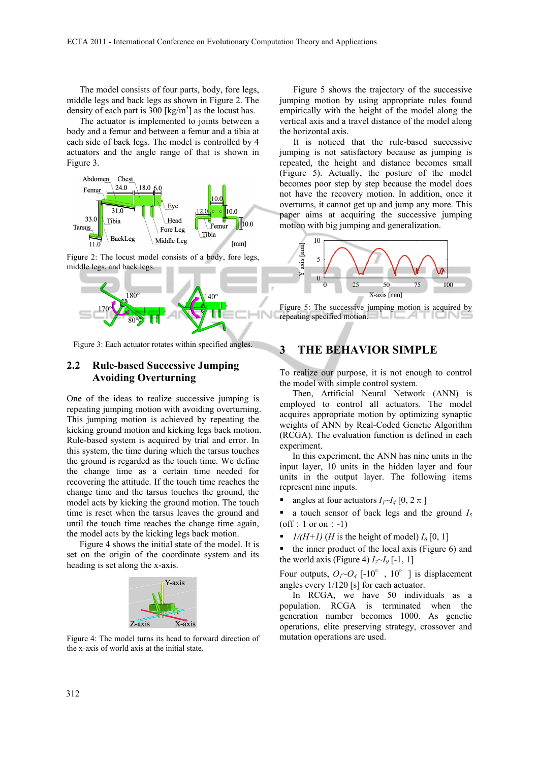The model consists of four parts, body, fore legs, middle legs and back legs as shown in Figure 2. The density of each part is 300 [kg/m$^3$] as the locust has.

The actuator is implemented to joints between a body and a femur and between a femur and a tibia at each side of back legs. The model is controlled by 4 actuators and the angle range of that is shown in Figure 3.

Figure 2: The locust model consists of a body, fore legs, middle legs, and back legs.

Figure 3: Each actuator rotates within specified angles.

## 2.2 Rule-based Successive Jumping Avoiding Overturning

One of the ideas to realize successive jumping is repeating jumping motion with avoiding overturning. This jumping motion is achieved by repeating the kicking ground motion and kicking legs back motion. Rule-based system is acquired by trial and error. In this system, the time during which the tarsus touches the ground is regarded as the touch time. We define the change time as a certain time needed for recovering the attitude. If the touch time reaches the change time and the tarsus touches the ground, the model acts by kicking the ground motion. The touch time is reset when the tarsus leaves the ground and until the touch time reaches the change time again, the model acts by the kicking legs back motion.

Figure 4 shows the initial state of the model. It is set on the origin of the coordinate system and its heading is set along the x-axis.

Figure 4: The model turns its head to forward direction of the x-axis of world axis at the initial state.

Figure 5 shows the trajectory of the successive jumping motion by using appropriate rules found empirically with the height of the model along the vertical axis and a travel distance of the model along the horizontal axis.

It is noticed that the rule-based successive jumping is not satisfactory because as jumping is repeated, the height and distance becomes small (Figure 5). Actually, the posture of the model becomes poor step by step because the model does not have the recovery motion. In addition, once it overturns, it cannot get up and jump any more. This paper aims at acquiring the successive jumping motion with big jumping and generalization.

Figure 5: The successive jumping motion is acquired by repeating specified motion.

# 3 THE BEHAVIOR SIMPLE

To realize our purpose, it is not enough to control the model with simple control system.

Then, Artificial Neural Network (ANN) is employed to control all actuators. The model acquires appropriate motion by optimizing synaptic weights of ANN by Real-Coded Genetic Algorithm (RCGA). The evaluation function is defined in each experiment.

In this experiment, the ANN has nine units in the input layer, 10 units in the hidden layer and four units in the output layer. The following items represent nine inputs.

- angles at four actuators $I_1$~$I_4$ [0, 2$\pi$]
- a touch sensor of back legs and the ground $I_5$ (off : 1 or on : -1)
- $1/(H+1)$ ($H$ is the height of model) $I_6$ [0, 1]
- the inner product of the local axis (Figure 6) and the world axis (Figure 4) $I_7$~$I_9$ [-1, 1]

Four outputs, $O_1$~$O_4$ [-10°, 10°] is displacement angles every 1/120 [s] for each actuator.

In RCGA, we have 50 individuals as a population. RCGA is terminated when the generation number becomes 1000. As genetic operations, elite preserving strategy, crossover and mutation operations are used.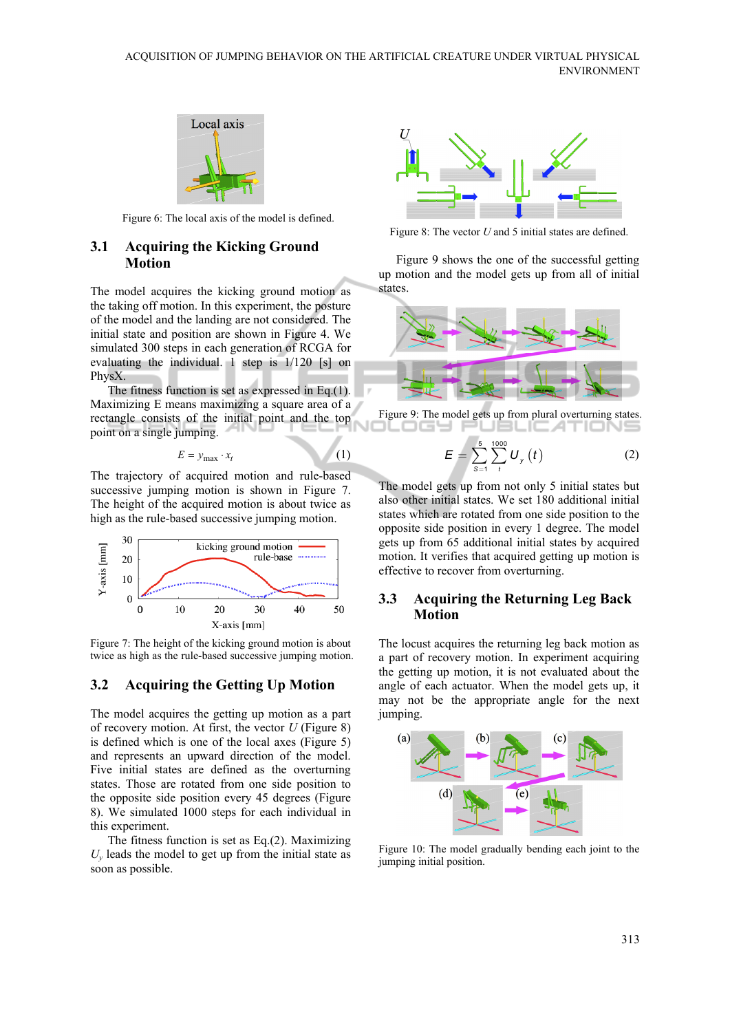Figure 6: The local axis of the model is defined.

## 3.1 Acquiring the Kicking Ground Motion

The model acquires the kicking ground motion as the taking off motion. In this experiment, the posture of the model and the landing are not considered. The initial state and position are shown in Figure 4. We simulated 300 steps in each generation of RCGA for evaluating the individual. 1 step is 1/120 [s] on PhysX.

The fitness function is set as expressed in Eq.(1). Maximizing E means maximizing a square area of a rectangle consists of the initial point and the top point on a single jumping.

$$E = y_{max} \cdot x_t \tag{1}$$

The trajectory of acquired motion and rule-based successive jumping motion is shown in Figure 7. The height of the acquired motion is about twice as high as the rule-based successive jumping motion.

Figure 7: The height of the kicking ground motion is about twice as high as the rule-based successive jumping motion.

## 3.2 Acquiring the Getting Up Motion

The model acquires the getting up motion as a part of recovery motion. At first, the vector $U$ (Figure 8) is defined which is one of the local axes (Figure 5) and represents an upward direction of the model. Five initial states are defined as the overturning states. Those are rotated from one side position to the opposite side position every 45 degrees (Figure 8). We simulated 1000 steps for each individual in this experiment.

The fitness function is set as Eq.(2). Maximizing $U_y$ leads the model to get up from the initial state as soon as possible.

Figure 8: The vector $U$ and 5 initial states are defined.

Figure 9 shows the one of the successful getting up motion and the model gets up from all of initial states.

Figure 9: The model gets up from plural overturning states.

$$E = \sum_{S=1}^{5} \sum_{t}^{1000} U_y(t) \tag{2}$$

The model gets up from not only 5 initial states but also other initial states. We set 180 additional initial states which are rotated from one side position to the opposite side position in every 1 degree. The model gets up from 65 additional initial states by acquired motion. It verifies that acquired getting up motion is effective to recover from overturning.

## 3.3 Acquiring the Returning Leg Back Motion

The locust acquires the returning leg back motion as a part of recovery motion. In experiment acquiring the getting up motion, it is not evaluated about the angle of each actuator. When the model gets up, it may not be the appropriate angle for the next jumping.

Figure 10: The model gradually bending each joint to the jumping initial position.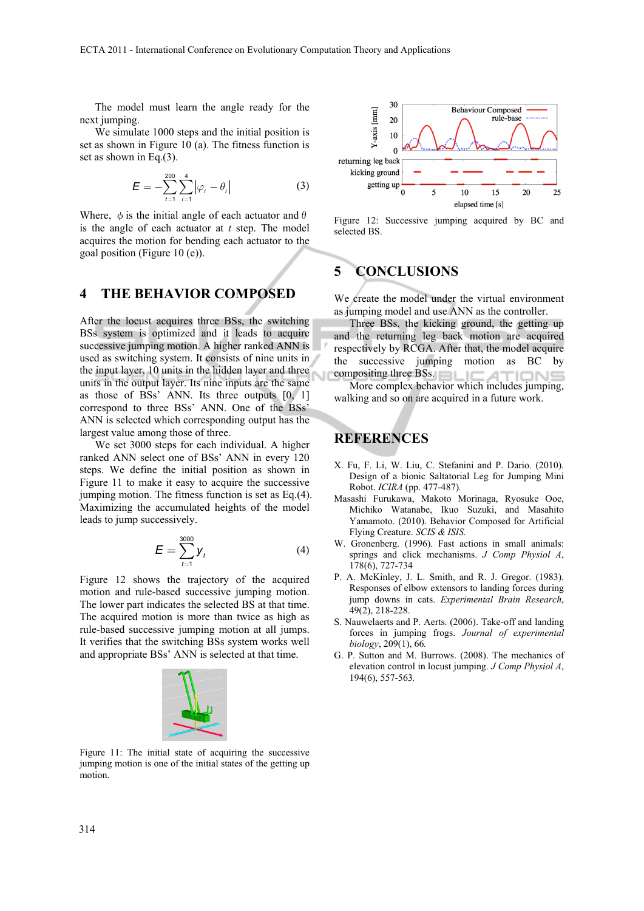The model must learn the angle ready for the next jumping.

We simulate 1000 steps and the initial position is set as shown in Figure 10 (a). The fitness function is set as shown in Eq.(3).

$$E = -\sum_{t=1}^{200}\sum_{i=1}^{4}\left|\varphi_i - \theta_i\right| \quad (3)$$

Where, $\phi$ is the initial angle of each actuator and $\theta$ is the angle of each actuator at $t$ step. The model acquires the motion for bending each actuator to the goal position (Figure 10 (e)).

## 4 THE BEHAVIOR COMPOSED

After the locust acquires three BSs, the switching BSs system is optimized and it leads to acquire successive jumping motion. A higher ranked ANN is used as switching system. It consists of nine units in the input layer, 10 units in the hidden layer and three units in the output layer. Its nine inputs are the same as those of BSs' ANN. Its three outputs [0, 1] correspond to three BSs' ANN. One of the BSs' ANN is selected which corresponding output has the largest value among those of three.

We set 3000 steps for each individual. A higher ranked ANN select one of BSs' ANN in every 120 steps. We define the initial position as shown in Figure 11 to make it easy to acquire the successive jumping motion. The fitness function is set as Eq.(4). Maximizing the accumulated heights of the model leads to jump successively.

$$E = \sum_{t=1}^{3000} y_t \quad (4)$$

Figure 12 shows the trajectory of the acquired motion and rule-based successive jumping motion. The lower part indicates the selected BS at that time. The acquired motion is more than twice as high as rule-based successive jumping motion at all jumps. It verifies that the switching BSs system works well and appropriate BSs' ANN is selected at that time.

Figure 11: The initial state of acquiring the successive jumping motion is one of the initial states of the getting up motion.

Y-axis [mm]
30
20
10
0
Behaviour Composed
rule-base
returning leg back
kicking ground
getting up
0
5
10
15
20
25
elapsed time [s]

Figure 12: Successive jumping acquired by BC and selected BS.

## 5 CONCLUSIONS

We create the model under the virtual environment as jumping model and use ANN as the controller.

Three BSs, the kicking ground, the getting up and the returning leg back motion are acquired respectively by RCGA. After that, the model acquire the successive jumping motion as BC by compositing three BSs.

More complex behavior which includes jumping, walking and so on are acquired in a future work.

## REFERENCES

X. Fu, F. Li, W. Liu, C. Stefanini and P. Dario. (2010). Design of a bionic Saltatorial Leg for Jumping Mini Robot. *ICIRA* (pp. 477-487).

Masashi Furukawa, Makoto Morinaga, Ryosuke Ooe, Michiko Watanabe, Ikuo Suzuki, and Masahito Yamamoto. (2010). Behavior Composed for Artificial Flying Creature. *SCIS & ISIS*.

W. Gronenberg. (1996). Fast actions in small animals: springs and click mechanisms. *J Comp Physiol A*, 178(6), 727-734

P. A. McKinley, J. L. Smith, and R. J. Gregor. (1983). Responses of elbow extensors to landing forces during jump downs in cats. *Experimental Brain Research*, 49(2), 218-228.

S. Nauwelaerts and P. Aerts. (2006). Take-off and landing forces in jumping frogs. *Journal of experimental biology*, 209(1), 66.

G. P. Sutton and M. Burrows. (2008). The mechanics of elevation control in locust jumping. *J Comp Physiol A*, 194(6), 557-563.